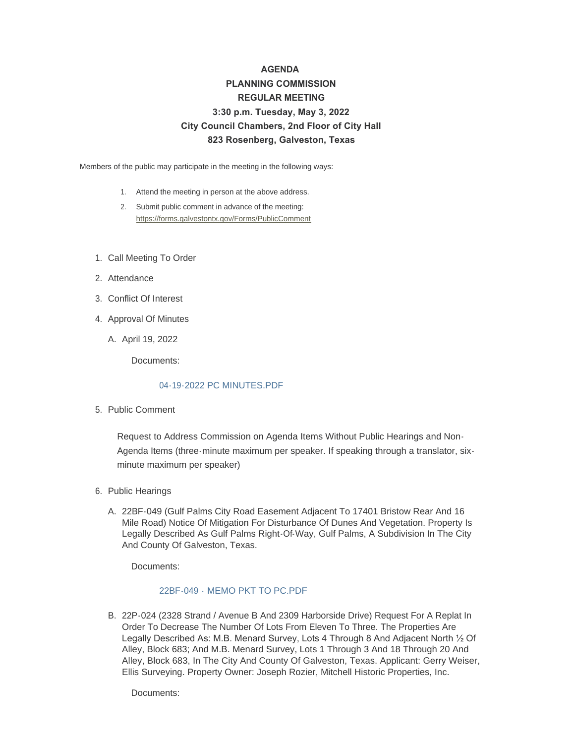**AGENDA**
**PLANNING COMMISSION**
**REGULAR MEETING**
**3:30 p.m. Tuesday, May 3, 2022**
**City Council Chambers, 2nd Floor of City Hall**
**823 Rosenberg, Galveston, Texas**

Members of the public may participate in the meeting in the following ways:

1. Attend the meeting in person at the above address.
2. Submit public comment in advance of the meeting: https://forms.galvestontx.gov/Forms/PublicComment

1. Call Meeting To Order
2. Attendance
3. Conflict Of Interest
4. Approval Of Minutes
   A. April 19, 2022

      Documents:

      04-19-2022 PC MINUTES.PDF

5. Public Comment

   Request to Address Commission on Agenda Items Without Public Hearings and Non-Agenda Items (three-minute maximum per speaker. If speaking through a translator, six-minute maximum per speaker)

6. Public Hearings
   A. 22BF-049 (Gulf Palms City Road Easement Adjacent To 17401 Bristow Rear And 16 Mile Road) Notice Of Mitigation For Disturbance Of Dunes And Vegetation. Property Is Legally Described As Gulf Palms Right-Of-Way, Gulf Palms, A Subdivision In The City And County Of Galveston, Texas.

      Documents:

      22BF-049 - MEMO PKT TO PC.PDF

   B. 22P-024 (2328 Strand / Avenue B And 2309 Harborside Drive) Request For A Replat In Order To Decrease The Number Of Lots From Eleven To Three. The Properties Are Legally Described As: M.B. Menard Survey, Lots 4 Through 8 And Adjacent North ½ Of Alley, Block 683; And M.B. Menard Survey, Lots 1 Through 3 And 18 Through 20 And Alley, Block 683, In The City And County Of Galveston, Texas. Applicant: Gerry Weiser, Ellis Surveying. Property Owner: Joseph Rozier, Mitchell Historic Properties, Inc.

      Documents: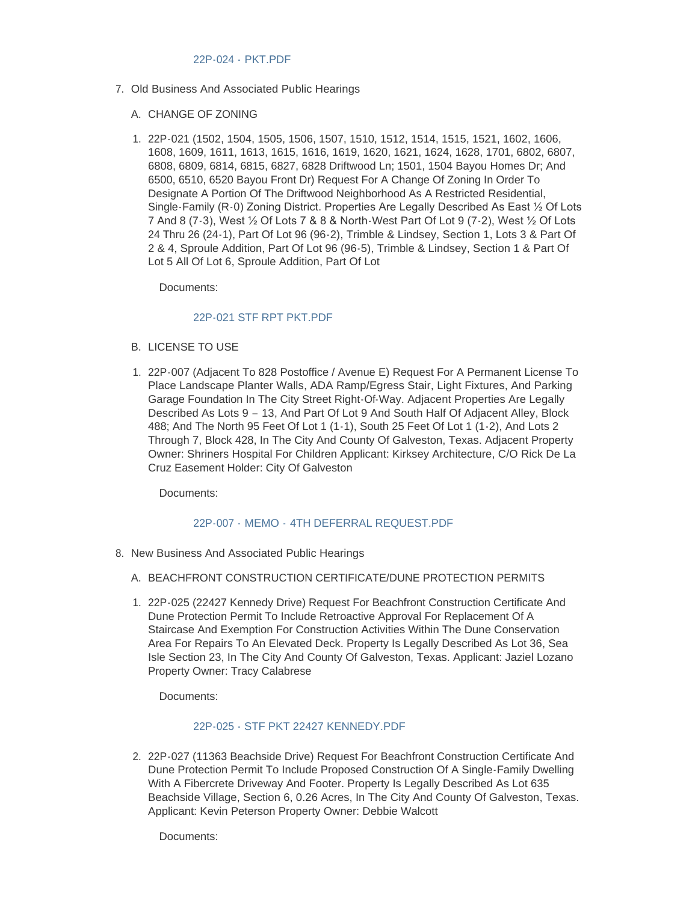22P-024 - PKT.PDF

7. Old Business And Associated Public Hearings

   A. CHANGE OF ZONING

   1. 22P-021 (1502, 1504, 1505, 1506, 1507, 1510, 1512, 1514, 1515, 1521, 1602, 1606, 1608, 1609, 1611, 1613, 1615, 1616, 1619, 1620, 1621, 1624, 1628, 1701, 6802, 6807, 6808, 6809, 6814, 6815, 6827, 6828 Driftwood Ln; 1501, 1504 Bayou Homes Dr; And 6500, 6510, 6520 Bayou Front Dr) Request For A Change Of Zoning In Order To Designate A Portion Of The Driftwood Neighborhood As A Restricted Residential, Single-Family (R-0) Zoning District. Properties Are Legally Described As East ½ Of Lots 7 And 8 (7-3), West ½ Of Lots 7 & 8 & North-West Part Of Lot 9 (7-2), West ½ Of Lots 24 Thru 26 (24-1), Part Of Lot 96 (96-2), Trimble & Lindsey, Section 1, Lots 3 & Part Of 2 & 4, Sproule Addition, Part Of Lot 96 (96-5), Trimble & Lindsey, Section 1 & Part Of Lot 5 All Of Lot 6, Sproule Addition, Part Of Lot

      Documents:

      22P-021 STF RPT PKT.PDF

   B. LICENSE TO USE

   1. 22P-007 (Adjacent To 828 Postoffice / Avenue E) Request For A Permanent License To Place Landscape Planter Walls, ADA Ramp/Egress Stair, Light Fixtures, And Parking Garage Foundation In The City Street Right-Of-Way. Adjacent Properties Are Legally Described As Lots 9 – 13, And Part Of Lot 9 And South Half Of Adjacent Alley, Block 488; And The North 95 Feet Of Lot 1 (1-1), South 25 Feet Of Lot 1 (1-2), And Lots 2 Through 7, Block 428, In The City And County Of Galveston, Texas. Adjacent Property Owner: Shriners Hospital For Children Applicant: Kirksey Architecture, C/O Rick De La Cruz Easement Holder: City Of Galveston

      Documents:

      22P-007 - MEMO - 4TH DEFERRAL REQUEST.PDF

8. New Business And Associated Public Hearings

   A. BEACHFRONT CONSTRUCTION CERTIFICATE/DUNE PROTECTION PERMITS

   1. 22P-025 (22427 Kennedy Drive) Request For Beachfront Construction Certificate And Dune Protection Permit To Include Retroactive Approval For Replacement Of A Staircase And Exemption For Construction Activities Within The Dune Conservation Area For Repairs To An Elevated Deck. Property Is Legally Described As Lot 36, Sea Isle Section 23, In The City And County Of Galveston, Texas. Applicant: Jaziel Lozano Property Owner: Tracy Calabrese

      Documents:

      22P-025 - STF PKT 22427 KENNEDY.PDF

   2. 22P-027 (11363 Beachside Drive) Request For Beachfront Construction Certificate And Dune Protection Permit To Include Proposed Construction Of A Single-Family Dwelling With A Fibercrete Driveway And Footer. Property Is Legally Described As Lot 635 Beachside Village, Section 6, 0.26 Acres, In The City And County Of Galveston, Texas. Applicant: Kevin Peterson Property Owner: Debbie Walcott

      Documents: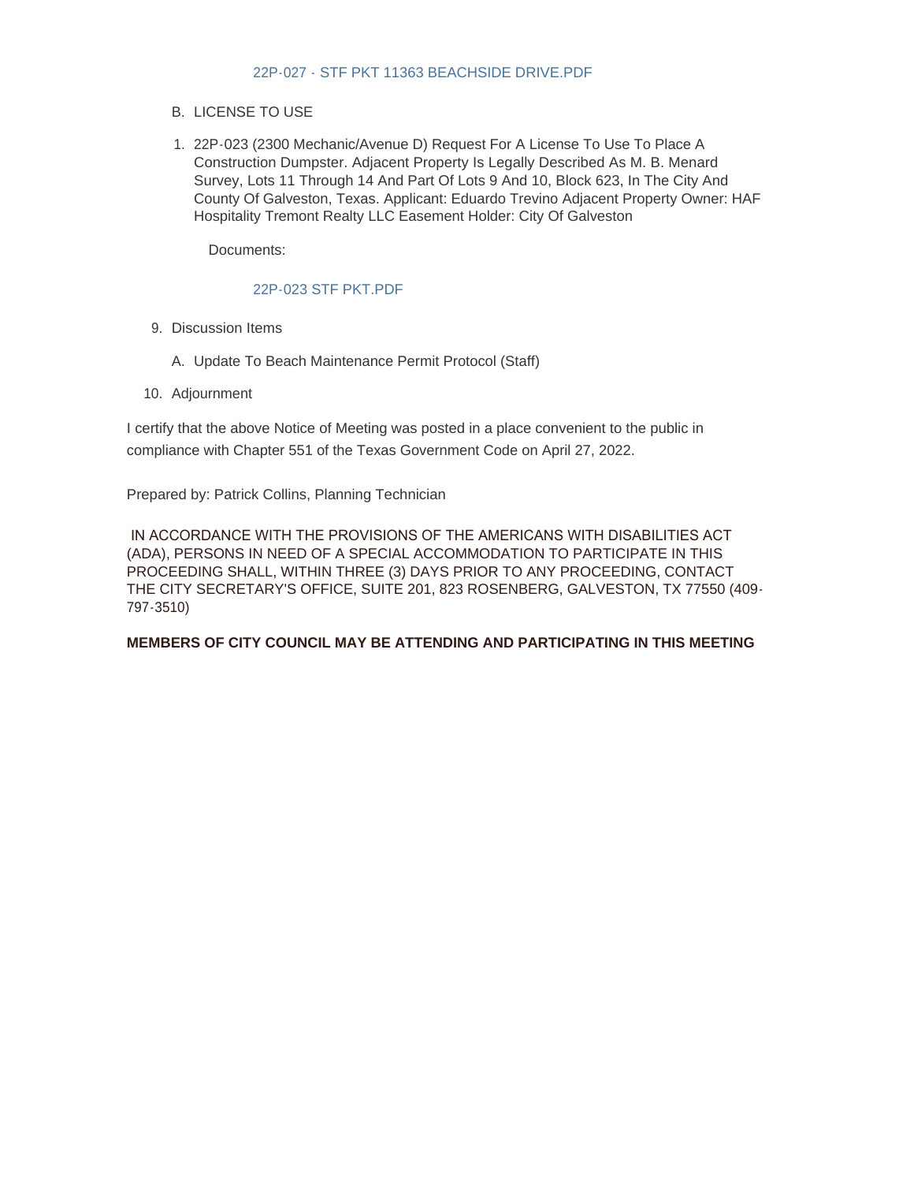22P-027 - STF PKT 11363 BEACHSIDE DRIVE.PDF

B. LICENSE TO USE

1. 22P-023 (2300 Mechanic/Avenue D) Request For A License To Use To Place A Construction Dumpster. Adjacent Property Is Legally Described As M. B. Menard Survey, Lots 11 Through 14 And Part Of Lots 9 And 10, Block 623, In The City And County Of Galveston, Texas. Applicant: Eduardo Trevino Adjacent Property Owner: HAF Hospitality Tremont Realty LLC Easement Holder: City Of Galveston

   Documents:

   22P-023 STF PKT.PDF

9. Discussion Items

   A. Update To Beach Maintenance Permit Protocol (Staff)

10. Adjournment

I certify that the above Notice of Meeting was posted in a place convenient to the public in compliance with Chapter 551 of the Texas Government Code on April 27, 2022.

Prepared by: Patrick Collins, Planning Technician

IN ACCORDANCE WITH THE PROVISIONS OF THE AMERICANS WITH DISABILITIES ACT (ADA), PERSONS IN NEED OF A SPECIAL ACCOMMODATION TO PARTICIPATE IN THIS PROCEEDING SHALL, WITHIN THREE (3) DAYS PRIOR TO ANY PROCEEDING, CONTACT THE CITY SECRETARY'S OFFICE, SUITE 201, 823 ROSENBERG, GALVESTON, TX 77550 (409-797-3510)

**MEMBERS OF CITY COUNCIL MAY BE ATTENDING AND PARTICIPATING IN THIS MEETING**